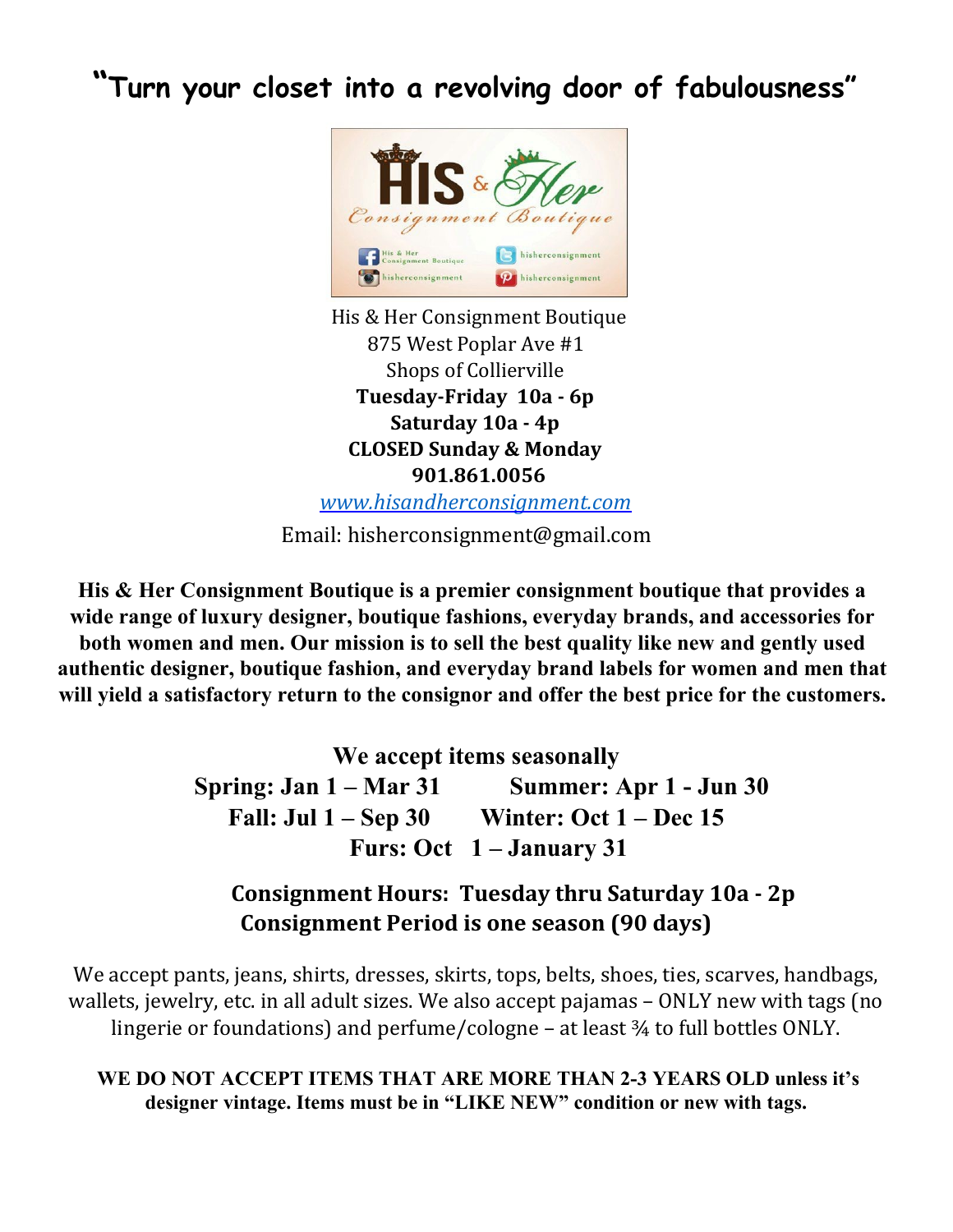# "Turn your closet into a revolving door of fabulousness"

His & Her Consignment Boutique
875 West Poplar Ave #1
Shops of Collierville
**Tuesday-Friday 10a - 6p**
**Saturday 10a - 4p**
**CLOSED Sunday & Monday**
**901.861.0056**
[www.hisandherconsignment.com](http://www.hisandherconsignment.com)
Email: hisherconsignment@gmail.com

**His & Her Consignment Boutique is a premier consignment boutique that provides a wide range of luxury designer, boutique fashions, everyday brands, and accessories for both women and men. Our mission is to sell the best quality like new and gently used authentic designer, boutique fashion, and everyday brand labels for women and men that will yield a satisfactory return to the consignor and offer the best price for the customers.**

**We accept items seasonally**

**Spring: Jan 1 – Mar 31** **Summer: Apr 1 - Jun 30**
**Fall: Jul 1 – Sep 30** **Winter: Oct 1 – Dec 15**
**Furs: Oct 1 – January 31**

**Consignment Hours: Tuesday thru Saturday 10a - 2p**
**Consignment Period is one season (90 days)**

We accept pants, jeans, shirts, dresses, skirts, tops, belts, shoes, ties, scarves, handbags, wallets, jewelry, etc. in all adult sizes. We also accept pajamas – ONLY new with tags (no lingerie or foundations) and perfume/cologne – at least ¾ to full bottles ONLY.

**WE DO NOT ACCEPT ITEMS THAT ARE MORE THAN 2-3 YEARS OLD unless it's designer vintage. Items must be in "LIKE NEW" condition or new with tags.**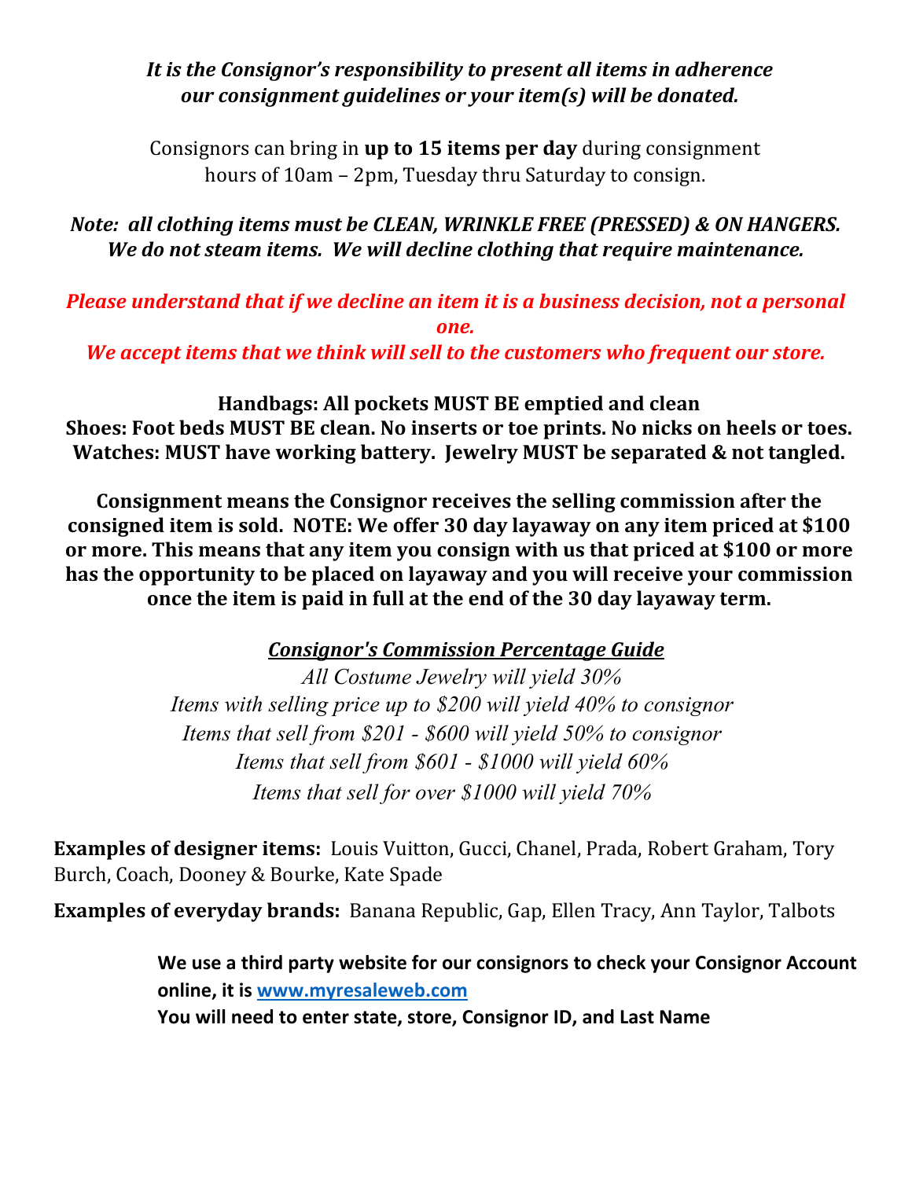***It is the Consignor's responsibility to present all items in adherence our consignment guidelines or your item(s) will be donated.***

Consignors can bring in **up to 15 items per day** during consignment hours of 10am – 2pm, Tuesday thru Saturday to consign.

***Note: all clothing items must be CLEAN, WRINKLE FREE (PRESSED) & ON HANGERS. We do not steam items. We will decline clothing that require maintenance.***

***Please understand that if we decline an item it is a business decision, not a personal one.***
***We accept items that we think will sell to the customers who frequent our store.***

**Handbags: All pockets MUST BE emptied and clean**
**Shoes: Foot beds MUST BE clean. No inserts or toe prints. No nicks on heels or toes.**
**Watches: MUST have working battery. Jewelry MUST be separated & not tangled.**

**Consignment means the Consignor receives the selling commission after the consigned item is sold. NOTE: We offer 30 day layaway on any item priced at $100 or more. This means that any item you consign with us that priced at $100 or more has the opportunity to be placed on layaway and you will receive your commission once the item is paid in full at the end of the 30 day layaway term.**

***Consignor's Commission Percentage Guide***

*All Costume Jewelry will yield 30%*
*Items with selling price up to $200 will yield 40% to consignor*
*Items that sell from $201 - $600 will yield 50% to consignor*
*Items that sell from $601 - $1000 will yield 60%*
*Items that sell for over $1000 will yield 70%*

**Examples of designer items:** Louis Vuitton, Gucci, Chanel, Prada, Robert Graham, Tory Burch, Coach, Dooney & Bourke, Kate Spade

**Examples of everyday brands:** Banana Republic, Gap, Ellen Tracy, Ann Taylor, Talbots

**We use a third party website for our consignors to check your Consignor Account online, it is [www.myresaleweb.com](http://www.myresaleweb.com)**
**You will need to enter state, store, Consignor ID, and Last Name**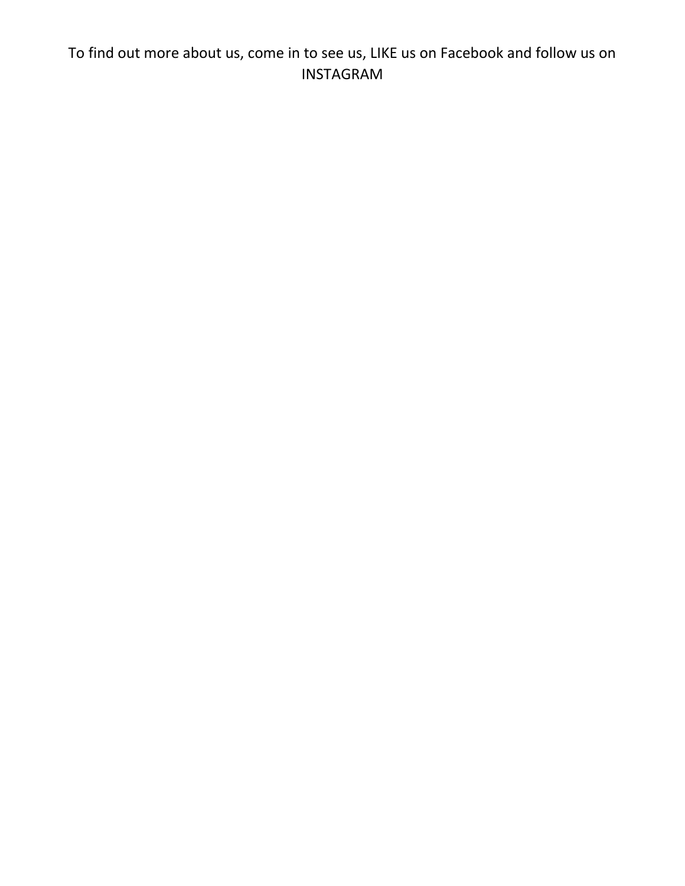To find out more about us, come in to see us, LIKE us on Facebook and follow us on INSTAGRAM